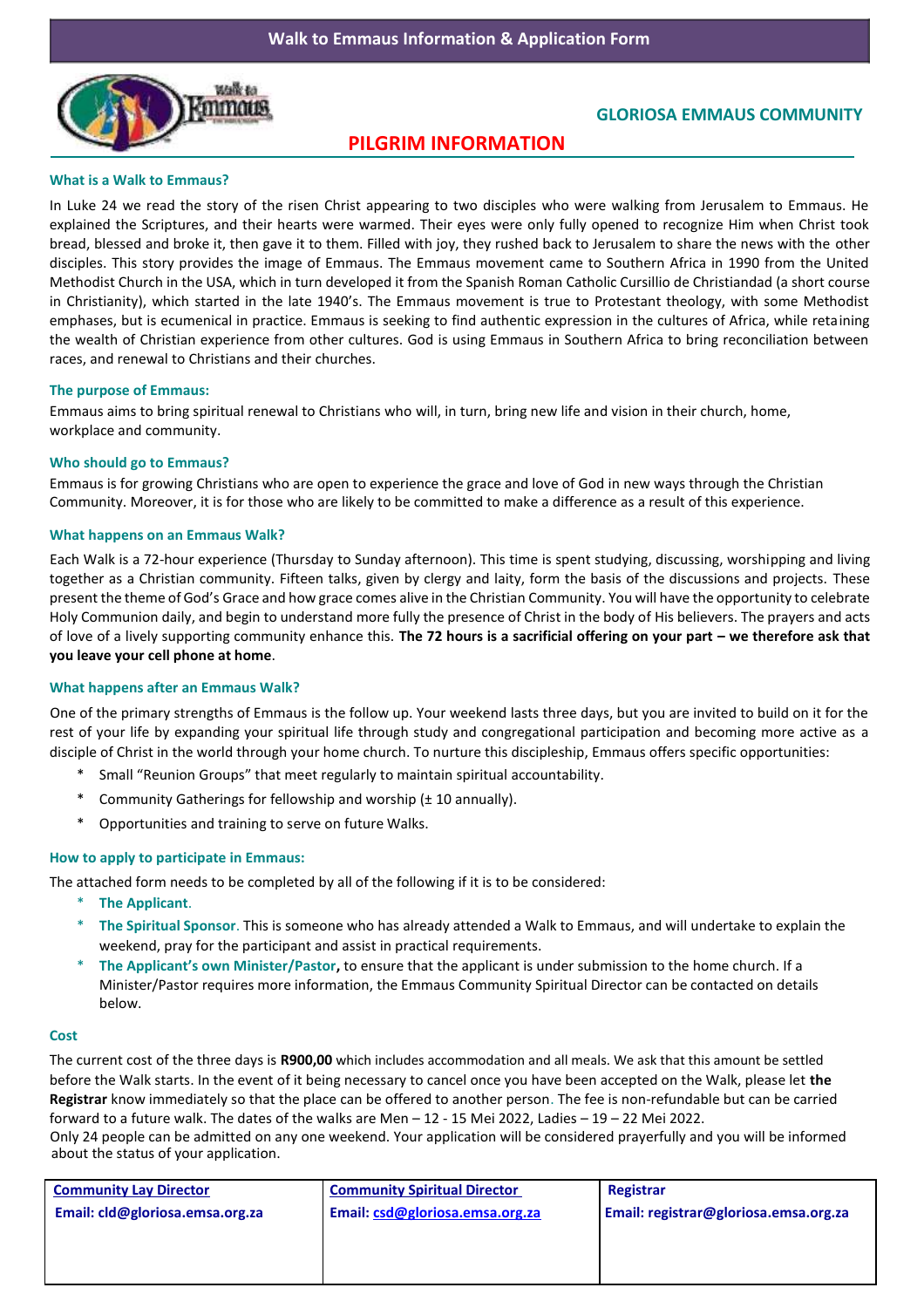# Walk to Emmaus Information & Application Form

**GLORIOSA EMMAUS COMMUNITY**

## PILGRIM INFORMATION

### What is a Walk to Emmaus?

In Luke 24 we read the story of the risen Christ appearing to two disciples who were walking from Jerusalem to Emmaus. He explained the Scriptures, and their hearts were warmed. Their eyes were only fully opened to recognize Him when Christ took bread, blessed and broke it, then gave it to them. Filled with joy, they rushed back to Jerusalem to share the news with the other disciples. This story provides the image of Emmaus. The Emmaus movement came to Southern Africa in 1990 from the United Methodist Church in the USA, which in turn developed it from the Spanish Roman Catholic Cursillio de Christiandad (a short course in Christianity), which started in the late 1940's. The Emmaus movement is true to Protestant theology, with some Methodist emphases, but is ecumenical in practice. Emmaus is seeking to find authentic expression in the cultures of Africa, while retaining the wealth of Christian experience from other cultures. God is using Emmaus in Southern Africa to bring reconciliation between races, and renewal to Christians and their churches.

### The purpose of Emmaus:

Emmaus aims to bring spiritual renewal to Christians who will, in turn, bring new life and vision in their church, home, workplace and community.

### Who should go to Emmaus?

Emmaus is for growing Christians who are open to experience the grace and love of God in new ways through the Christian Community. Moreover, it is for those who are likely to be committed to make a difference as a result of this experience.

### What happens on an Emmaus Walk?

Each Walk is a 72-hour experience (Thursday to Sunday afternoon). This time is spent studying, discussing, worshipping and living together as a Christian community. Fifteen talks, given by clergy and laity, form the basis of the discussions and projects. These present the theme of God's Grace and how grace comes alive in the Christian Community. You will have the opportunity to celebrate Holy Communion daily, and begin to understand more fully the presence of Christ in the body of His believers. The prayers and acts of love of a lively supporting community enhance this. **The 72 hours is a sacrificial offering on your part – we therefore ask that you leave your cell phone at home**.

### What happens after an Emmaus Walk?

One of the primary strengths of Emmaus is the follow up. Your weekend lasts three days, but you are invited to build on it for the rest of your life by expanding your spiritual life through study and congregational participation and becoming more active as a disciple of Christ in the world through your home church. To nurture this discipleship, Emmaus offers specific opportunities:

* Small "Reunion Groups" that meet regularly to maintain spiritual accountability.
* Community Gatherings for fellowship and worship (± 10 annually).
* Opportunities and training to serve on future Walks.

### How to apply to participate in Emmaus:

The attached form needs to be completed by all of the following if it is to be considered:

* **The Applicant**.
* **The Spiritual Sponsor**. This is someone who has already attended a Walk to Emmaus, and will undertake to explain the weekend, pray for the participant and assist in practical requirements.
* **The Applicant's own Minister/Pastor,** to ensure that the applicant is under submission to the home church. If a Minister/Pastor requires more information, the Emmaus Community Spiritual Director can be contacted on details below.

### Cost

The current cost of the three days is **R900,00** which includes accommodation and all meals. We ask that this amount be settled before the Walk starts. In the event of it being necessary to cancel once you have been accepted on the Walk, please let **the Registrar** know immediately so that the place can be offered to another person. The fee is non-refundable but can be carried forward to a future walk. The dates of the walks are Men – 12 - 15 Mei 2022, Ladies – 19 – 22 Mei 2022.
Only 24 people can be admitted on any one weekend. Your application will be considered prayerfully and you will be informed about the status of your application.

| Community Lay Director | Community Spiritual Director | Registrar |
|---|---|---|
| Email: cld@gloriosa.emsa.org.za | Email: csd@gloriosa.emsa.org.za | Email: registrar@gloriosa.emsa.org.za |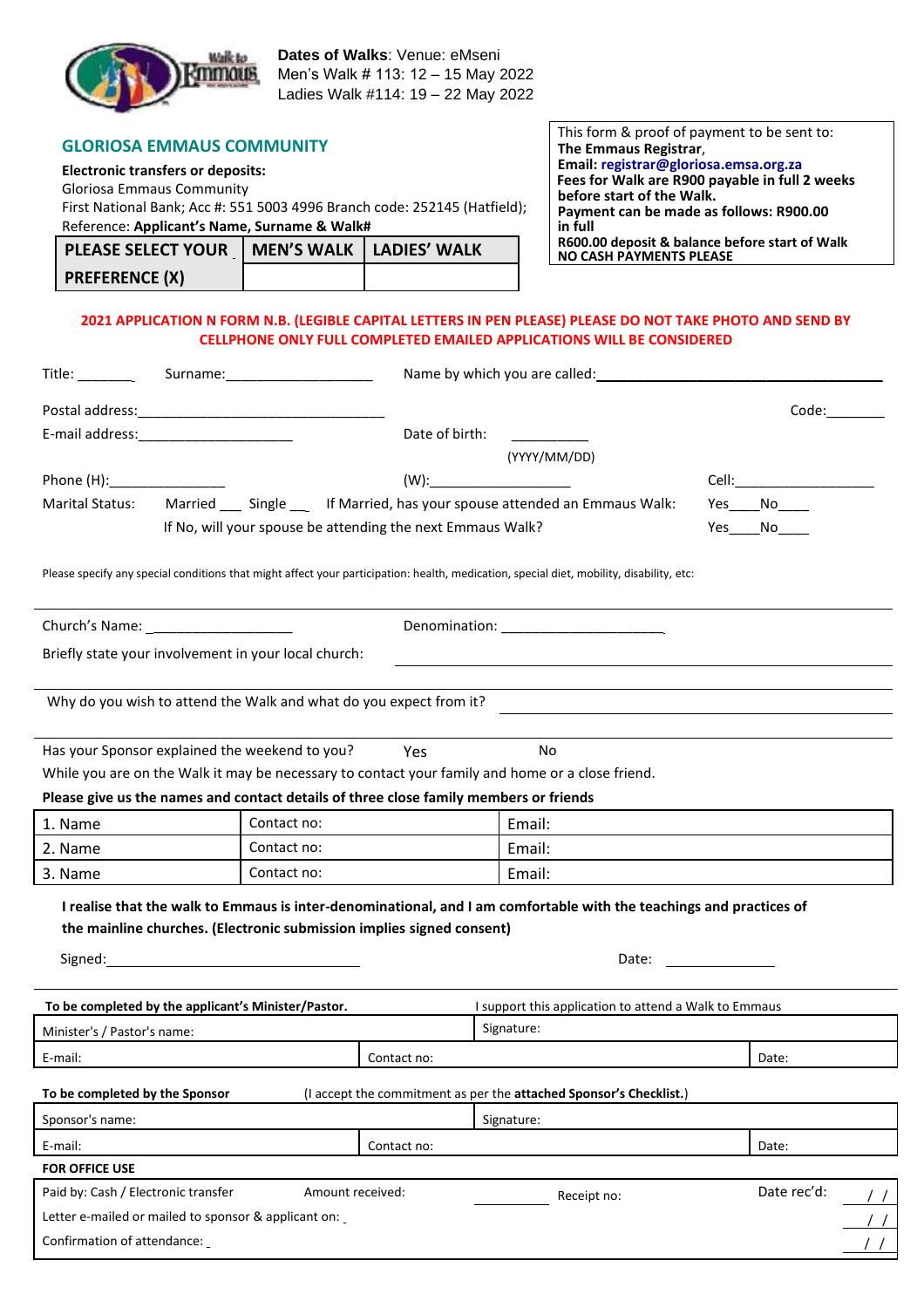**Dates of Walks**: Venue: eMseni
Men's Walk # 113: 12 – 15 May 2022
Ladies Walk #114: 19 – 22 May 2022

## GLORIOSA EMMAUS COMMUNITY

**Electronic transfers or deposits:**
Gloriosa Emmaus Community
First National Bank; Acc #: 551 5003 4996 Branch code: 252145 (Hatfield);
Reference: **Applicant's Name, Surname & Walk#**

| PLEASE SELECT YOUR PREFERENCE (X) | MEN'S WALK | LADIES' WALK |
|---|---|---|
| | | |

This form & proof of payment to be sent to:
**The Emmaus Registrar**,
**Email: registrar@gloriosa.emsa.org.za**
**Fees for Walk are R900 payable in full 2 weeks before start of the Walk.**
**Payment can be made as follows: R900.00 in full**
**R600.00 deposit & balance before start of Walk**
**NO CASH PAYMENTS PLEASE**

**2021 APPLICATION N FORM N.B. (LEGIBLE CAPITAL LETTERS IN PEN PLEASE) PLEASE DO NOT TAKE PHOTO AND SEND BY CELLPHONE ONLY FULL COMPLETED EMAILED APPLICATIONS WILL BE CONSIDERED**

Title: _______ Surname:___________________ Name by which you are called:_____________________________________

Postal address:________________________________ Code:_______

E-mail address:____________________ Date of birth: __________ (YYYY/MM/DD)

Phone (H):______________ (W):__________________ Cell:__________________

Marital Status: Married ___ Single ___ If Married, has your spouse attended an Emmaus Walk: Yes____No____

If No, will your spouse be attending the next Emmaus Walk? Yes____No____

Please specify any special conditions that might affect your participation: health, medication, special diet, mobility, disability, etc:

Church's Name: __________________ Denomination: ____________________

Briefly state your involvement in your local church:

Why do you wish to attend the Walk and what do you expect from it?

Has your Sponsor explained the weekend to you? Yes No

While you are on the Walk it may be necessary to contact your family and home or a close friend.

**Please give us the names and contact details of three close family members or friends**

| | | |
|---|---|---|
| 1. Name | Contact no: | Email: |
| 2. Name | Contact no: | Email: |
| 3. Name | Contact no: | Email: |

**I realise that the walk to Emmaus is inter-denominational, and I am comfortable with the teachings and practices of the mainline churches. (Electronic submission implies signed consent)**

Signed:______________________________ Date: ______________

**To be completed by the applicant's Minister/Pastor.** I support this application to attend a Walk to Emmaus

| | | |
|---|---|---|
| Minister's / Pastor's name: | Signature: | |
| E-mail: | Contact no: | Date: |

**To be completed by the Sponsor** (I accept the commitment as per the **attached Sponsor's Checklist.**)

| | | |
|---|---|---|
| Sponsor's name: | Signature: | |
| E-mail: | Contact no: | Date: |

**FOR OFFICE USE**

Paid by: Cash / Electronic transfer Amount received: __________ Receipt no: Date rec'd: / /

Letter e-mailed or mailed to sponsor & applicant on: / /

Confirmation of attendance: / /